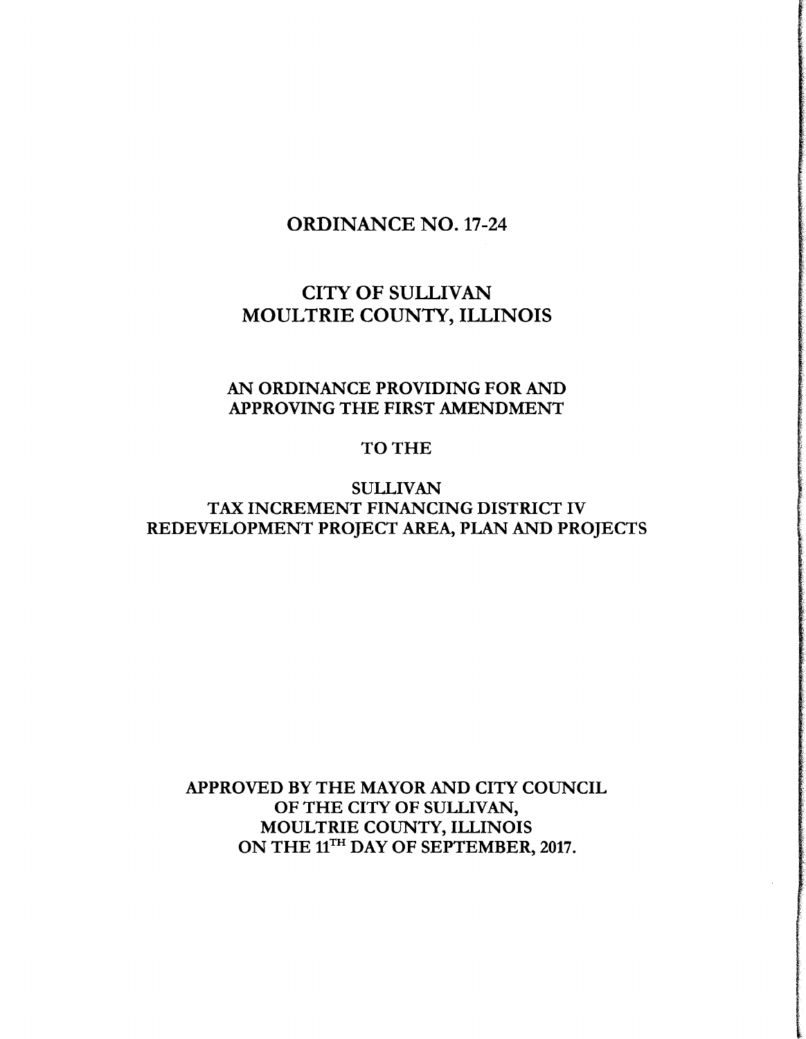# ORDINANCE NO. 17-24

## CITY OF SULLIVAN
## MOULTRIE COUNTY, ILLINOIS

### AN ORDINANCE PROVIDING FOR AND APPROVING THE FIRST AMENDMENT

### TO THE

### SULLIVAN TAX INCREMENT FINANCING DISTRICT IV REDEVELOPMENT PROJECT AREA, PLAN AND PROJECTS

**APPROVED BY THE MAYOR AND CITY COUNCIL OF THE CITY OF SULLIVAN, MOULTRIE COUNTY, ILLINOIS ON THE 11TH DAY OF SEPTEMBER, 2017.**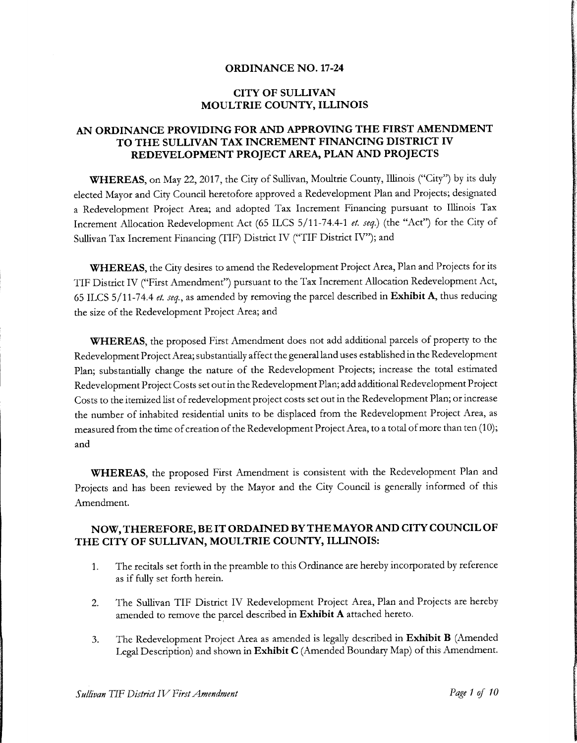# ORDINANCE NO. 17-24

## CITY OF SULLIVAN
## MOULTRIE COUNTY, ILLINOIS

## AN ORDINANCE PROVIDING FOR AND APPROVING THE FIRST AMENDMENT TO THE SULLIVAN TAX INCREMENT FINANCING DISTRICT IV REDEVELOPMENT PROJECT AREA, PLAN AND PROJECTS

**WHEREAS,** on May 22, 2017, the City of Sullivan, Moultrie County, Illinois ("City") by its duly elected Mayor and City Council heretofore approved a Redevelopment Plan and Projects; designated a Redevelopment Project Area; and adopted Tax Increment Financing pursuant to Illinois Tax Increment Allocation Redevelopment Act (65 ILCS 5/11-74.4-1 *et. seq.*) (the "Act") for the City of Sullivan Tax Increment Financing (TIF) District IV ("TIF District IV"); and

**WHEREAS,** the City desires to amend the Redevelopment Project Area, Plan and Projects for its TIF District IV ("First Amendment") pursuant to the Tax Increment Allocation Redevelopment Act, 65 ILCS 5/11-74.4 *et. seq.*, as amended by removing the parcel described in **Exhibit A**, thus reducing the size of the Redevelopment Project Area; and

**WHEREAS,** the proposed First Amendment does not add additional parcels of property to the Redevelopment Project Area; substantially affect the general land uses established in the Redevelopment Plan; substantially change the nature of the Redevelopment Projects; increase the total estimated Redevelopment Project Costs set out in the Redevelopment Plan; add additional Redevelopment Project Costs to the itemized list of redevelopment project costs set out in the Redevelopment Plan; or increase the number of inhabited residential units to be displaced from the Redevelopment Project Area, as measured from the time of creation of the Redevelopment Project Area, to a total of more than ten (10); and

**WHEREAS,** the proposed First Amendment is consistent with the Redevelopment Plan and Projects and has been reviewed by the Mayor and the City Council is generally informed of this Amendment.

**NOW, THEREFORE, BE IT ORDAINED BY THE MAYOR AND CITY COUNCIL OF THE CITY OF SULLIVAN, MOULTRIE COUNTY, ILLINOIS:**

1. The recitals set forth in the preamble to this Ordinance are hereby incorporated by reference as if fully set forth herein.

2. The Sullivan TIF District IV Redevelopment Project Area, Plan and Projects are hereby amended to remove the parcel described in **Exhibit A** attached hereto.

3. The Redevelopment Project Area as amended is legally described in **Exhibit B** (Amended Legal Description) and shown in **Exhibit C** (Amended Boundary Map) of this Amendment.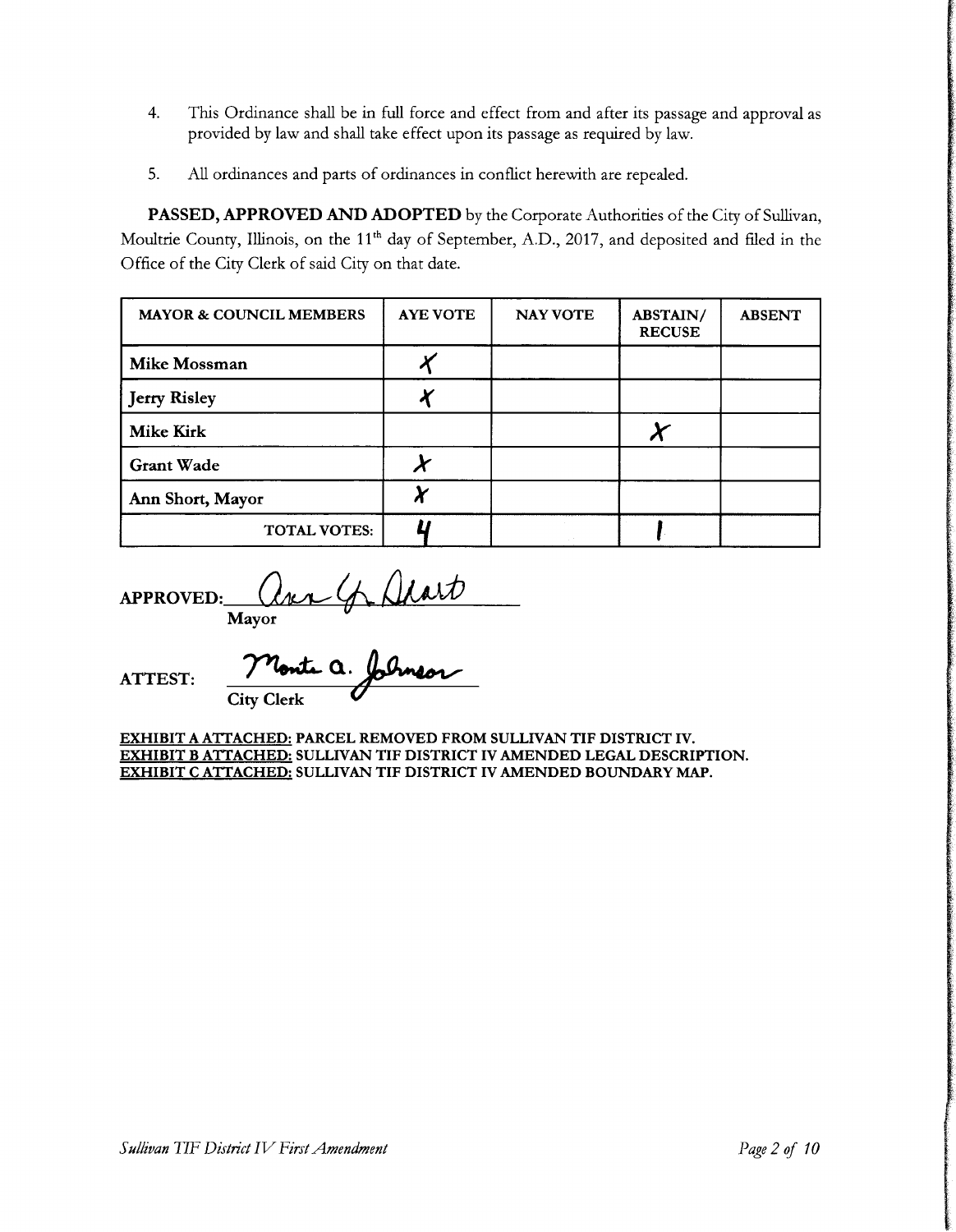4. This Ordinance shall be in full force and effect from and after its passage and approval as provided by law and shall take effect upon its passage as required by law.

5. All ordinances and parts of ordinances in conflict herewith are repealed.

**PASSED, APPROVED AND ADOPTED** by the Corporate Authorities of the City of Sullivan, Moultrie County, Illinois, on the 11th day of September, A.D., 2017, and deposited and filed in the Office of the City Clerk of said City on that date.

| MAYOR & COUNCIL MEMBERS | AYE VOTE | NAY VOTE | ABSTAIN/ RECUSE | ABSENT |
|---|---|---|---|---|
| Mike Mossman | X | | | |
| Jerry Risley | X | | | |
| Mike Kirk | | | X | |
| Grant Wade | X | | | |
| Ann Short, Mayor | X | | | |
| TOTAL VOTES: | 4 | | 1 | |

**APPROVED:** Ann G. Short
**Mayor**

**ATTEST:** Monte A. Johnson
**City Clerk**

**EXHIBIT A ATTACHED: PARCEL REMOVED FROM SULLIVAN TIF DISTRICT IV.**
**EXHIBIT B ATTACHED: SULLIVAN TIF DISTRICT IV AMENDED LEGAL DESCRIPTION.**
**EXHIBIT C ATTACHED: SULLIVAN TIF DISTRICT IV AMENDED BOUNDARY MAP.**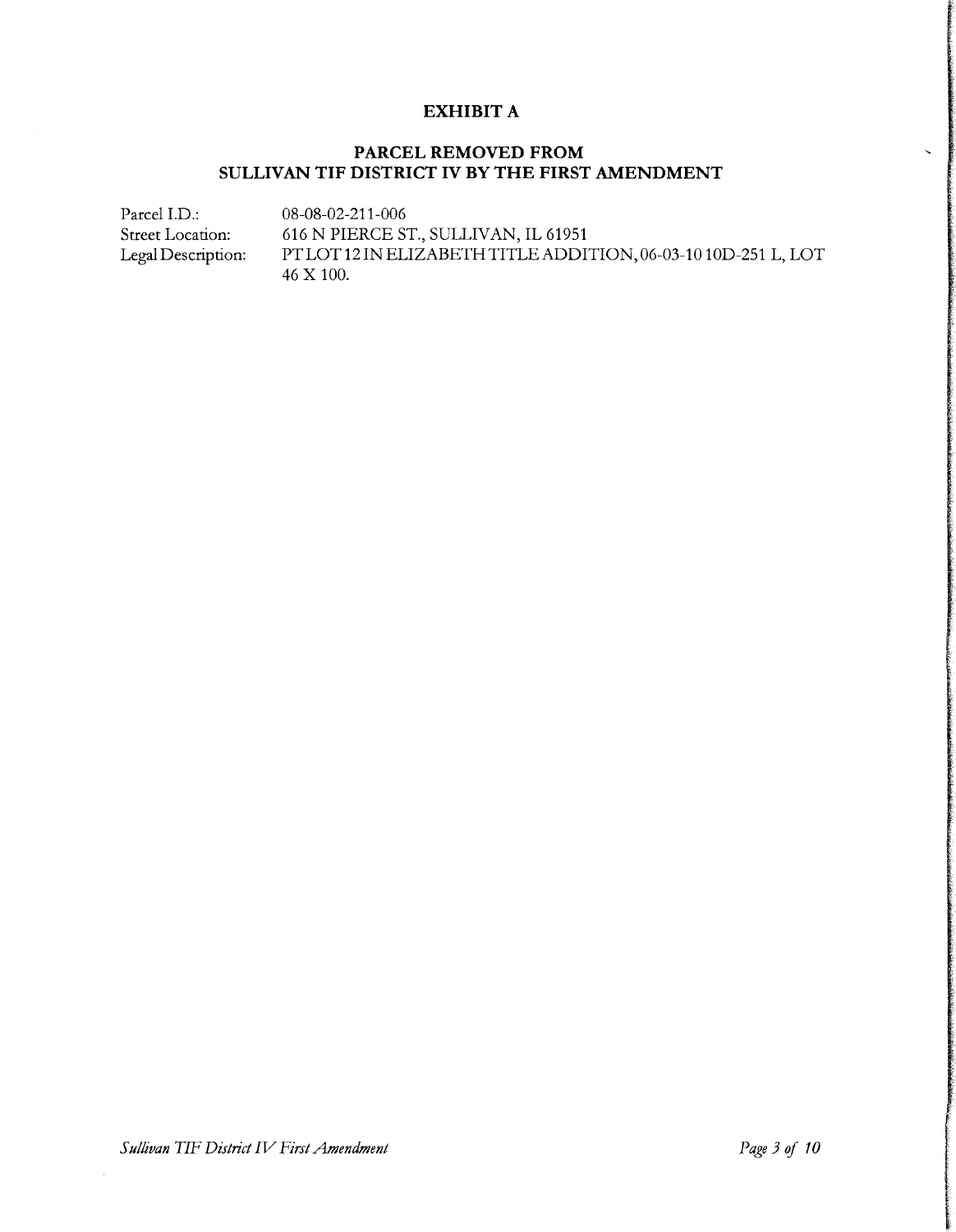# EXHIBIT A

## PARCEL REMOVED FROM SULLIVAN TIF DISTRICT IV BY THE FIRST AMENDMENT

| | |
|---|---|
| Parcel I.D.: | 08-08-02-211-006 |
| Street Location: | 616 N PIERCE ST., SULLIVAN, IL 61951 |
| Legal Description: | PT LOT 12 IN ELIZABETH TITLE ADDITION, 06-03-10 10D-251 L, LOT 46 X 100. |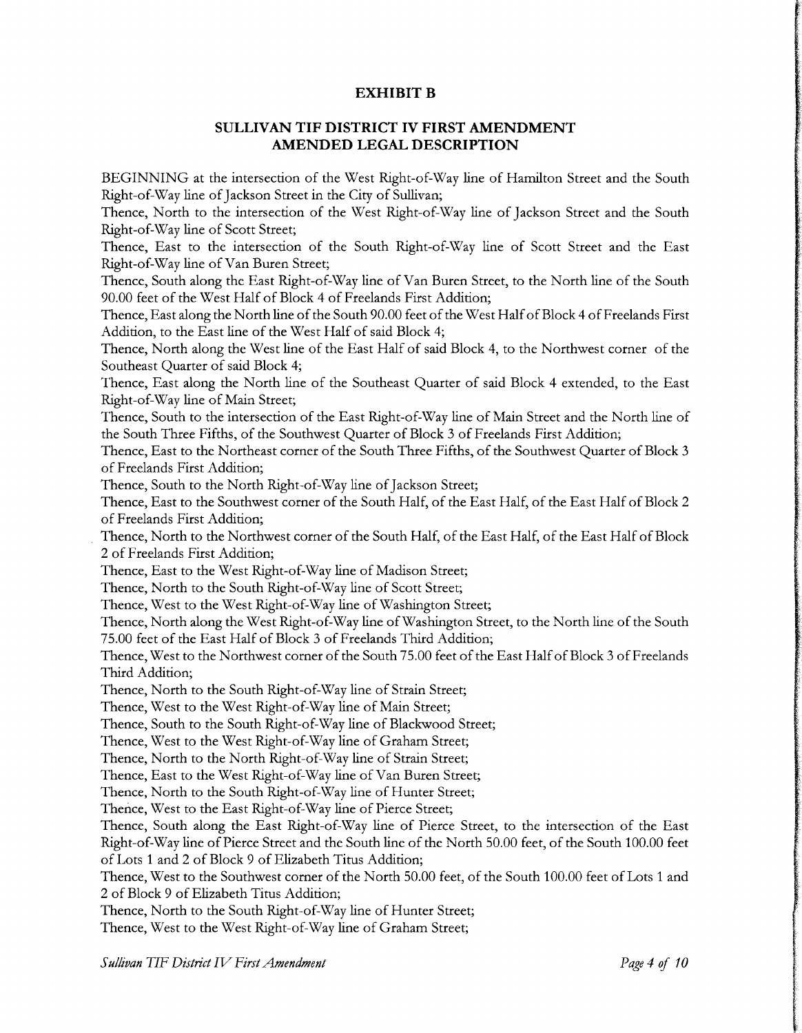## EXHIBIT B

## SULLIVAN TIF DISTRICT IV FIRST AMENDMENT AMENDED LEGAL DESCRIPTION

BEGINNING at the intersection of the West Right-of-Way line of Hamilton Street and the South Right-of-Way line of Jackson Street in the City of Sullivan;

Thence, North to the intersection of the West Right-of-Way line of Jackson Street and the South Right-of-Way line of Scott Street;

Thence, East to the intersection of the South Right-of-Way line of Scott Street and the East Right-of-Way line of Van Buren Street;

Thence, South along the East Right-of-Way line of Van Buren Street, to the North line of the South 90.00 feet of the West Half of Block 4 of Freelands First Addition;

Thence, East along the North line of the South 90.00 feet of the West Half of Block 4 of Freelands First Addition, to the East line of the West Half of said Block 4;

Thence, North along the West line of the East Half of said Block 4, to the Northwest corner of the Southeast Quarter of said Block 4;

Thence, East along the North line of the Southeast Quarter of said Block 4 extended, to the East Right-of-Way line of Main Street;

Thence, South to the intersection of the East Right-of-Way line of Main Street and the North line of the South Three Fifths, of the Southwest Quarter of Block 3 of Freelands First Addition;

Thence, East to the Northeast corner of the South Three Fifths, of the Southwest Quarter of Block 3 of Freelands First Addition;

Thence, South to the North Right-of-Way line of Jackson Street;

Thence, East to the Southwest corner of the South Half, of the East Half, of the East Half of Block 2 of Freelands First Addition;

Thence, North to the Northwest corner of the South Half, of the East Half, of the East Half of Block 2 of Freelands First Addition;

Thence, East to the West Right-of-Way line of Madison Street;

Thence, North to the South Right-of-Way line of Scott Street;

Thence, West to the West Right-of-Way line of Washington Street;

Thence, North along the West Right-of-Way line of Washington Street, to the North line of the South 75.00 feet of the East Half of Block 3 of Freelands Third Addition;

Thence, West to the Northwest corner of the South 75.00 feet of the East Half of Block 3 of Freelands Third Addition;

Thence, North to the South Right-of-Way line of Strain Street;

Thence, West to the West Right-of-Way line of Main Street;

Thence, South to the South Right-of-Way line of Blackwood Street;

Thence, West to the West Right-of-Way line of Graham Street;

Thence, North to the North Right-of-Way line of Strain Street;

Thence, East to the West Right-of-Way line of Van Buren Street;

Thence, North to the South Right-of-Way line of Hunter Street;

Thence, West to the East Right-of-Way line of Pierce Street;

Thence, South along the East Right-of-Way line of Pierce Street, to the intersection of the East Right-of-Way line of Pierce Street and the South line of the North 50.00 feet, of the South 100.00 feet of Lots 1 and 2 of Block 9 of Elizabeth Titus Addition;

Thence, West to the Southwest corner of the North 50.00 feet, of the South 100.00 feet of Lots 1 and 2 of Block 9 of Elizabeth Titus Addition;

Thence, North to the South Right-of-Way line of Hunter Street;

Thence, West to the West Right-of-Way line of Graham Street;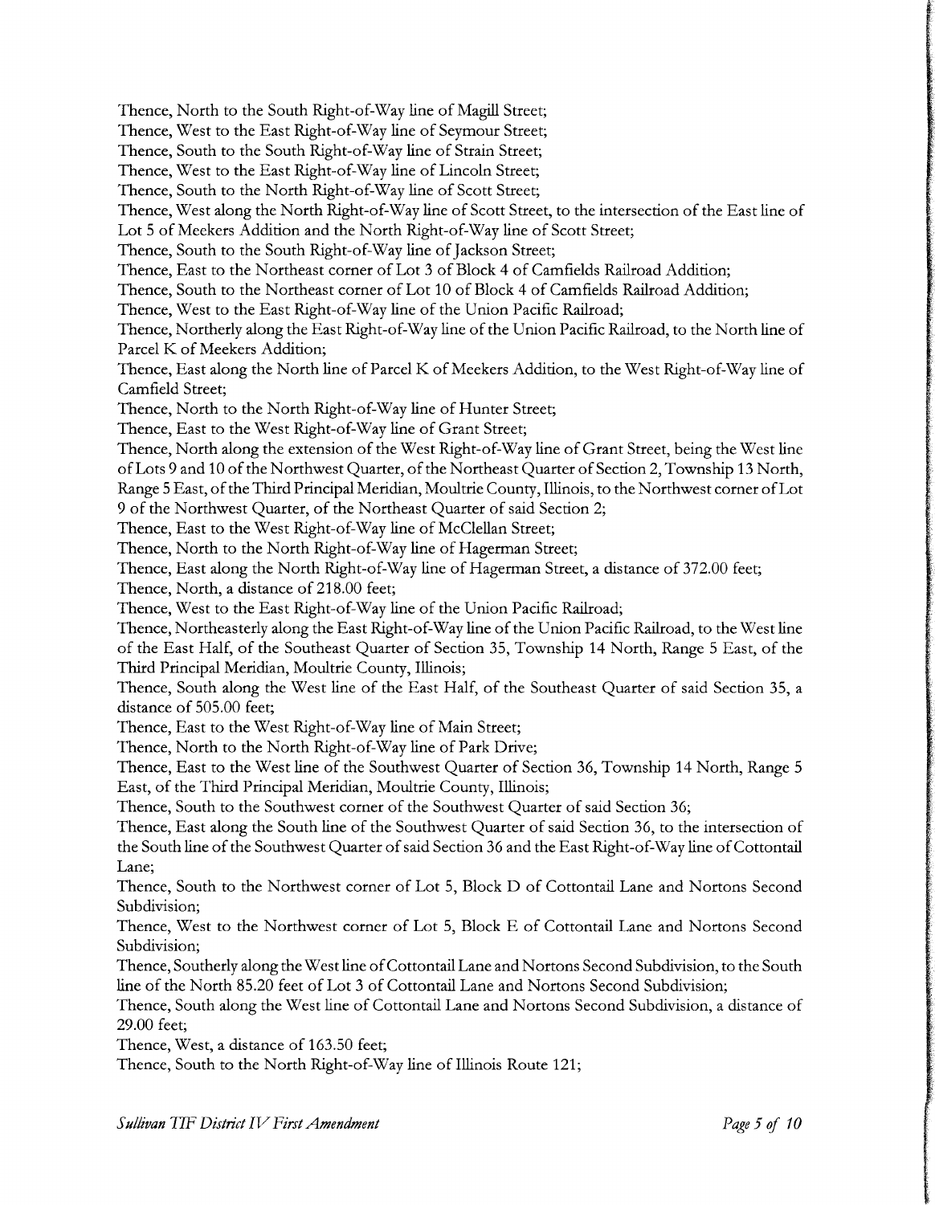Thence, North to the South Right-of-Way line of Magill Street;

Thence, West to the East Right-of-Way line of Seymour Street;

Thence, South to the South Right-of-Way line of Strain Street;

Thence, West to the East Right-of-Way line of Lincoln Street;

Thence, South to the North Right-of-Way line of Scott Street;

Thence, West along the North Right-of-Way line of Scott Street, to the intersection of the East line of Lot 5 of Meekers Addition and the North Right-of-Way line of Scott Street;

Thence, South to the South Right-of-Way line of Jackson Street;

Thence, East to the Northeast corner of Lot 3 of Block 4 of Camfields Railroad Addition;

Thence, South to the Northeast corner of Lot 10 of Block 4 of Camfields Railroad Addition;

Thence, West to the East Right-of-Way line of the Union Pacific Railroad;

Thence, Northerly along the East Right-of-Way line of the Union Pacific Railroad, to the North line of Parcel K of Meekers Addition;

Thence, East along the North line of Parcel K of Meekers Addition, to the West Right-of-Way line of Camfield Street;

Thence, North to the North Right-of-Way line of Hunter Street;

Thence, East to the West Right-of-Way line of Grant Street;

Thence, North along the extension of the West Right-of-Way line of Grant Street, being the West line of Lots 9 and 10 of the Northwest Quarter, of the Northeast Quarter of Section 2, Township 13 North, Range 5 East, of the Third Principal Meridian, Moultrie County, Illinois, to the Northwest corner of Lot 9 of the Northwest Quarter, of the Northeast Quarter of said Section 2;

Thence, East to the West Right-of-Way line of McClellan Street;

Thence, North to the North Right-of-Way line of Hagerman Street;

Thence, East along the North Right-of-Way line of Hagerman Street, a distance of 372.00 feet;

Thence, North, a distance of 218.00 feet;

Thence, West to the East Right-of-Way line of the Union Pacific Railroad;

Thence, Northeasterly along the East Right-of-Way line of the Union Pacific Railroad, to the West line of the East Half, of the Southeast Quarter of Section 35, Township 14 North, Range 5 East, of the Third Principal Meridian, Moultrie County, Illinois;

Thence, South along the West line of the East Half, of the Southeast Quarter of said Section 35, a distance of 505.00 feet;

Thence, East to the West Right-of-Way line of Main Street;

Thence, North to the North Right-of-Way line of Park Drive;

Thence, East to the West line of the Southwest Quarter of Section 36, Township 14 North, Range 5 East, of the Third Principal Meridian, Moultrie County, Illinois;

Thence, South to the Southwest corner of the Southwest Quarter of said Section 36;

Thence, East along the South line of the Southwest Quarter of said Section 36, to the intersection of the South line of the Southwest Quarter of said Section 36 and the East Right-of-Way line of Cottontail Lane;

Thence, South to the Northwest corner of Lot 5, Block D of Cottontail Lane and Nortons Second Subdivision;

Thence, West to the Northwest corner of Lot 5, Block E of Cottontail Lane and Nortons Second Subdivision;

Thence, Southerly along the West line of Cottontail Lane and Nortons Second Subdivision, to the South line of the North 85.20 feet of Lot 3 of Cottontail Lane and Nortons Second Subdivision;

Thence, South along the West line of Cottontail Lane and Nortons Second Subdivision, a distance of 29.00 feet;

Thence, West, a distance of 163.50 feet;

Thence, South to the North Right-of-Way line of Illinois Route 121;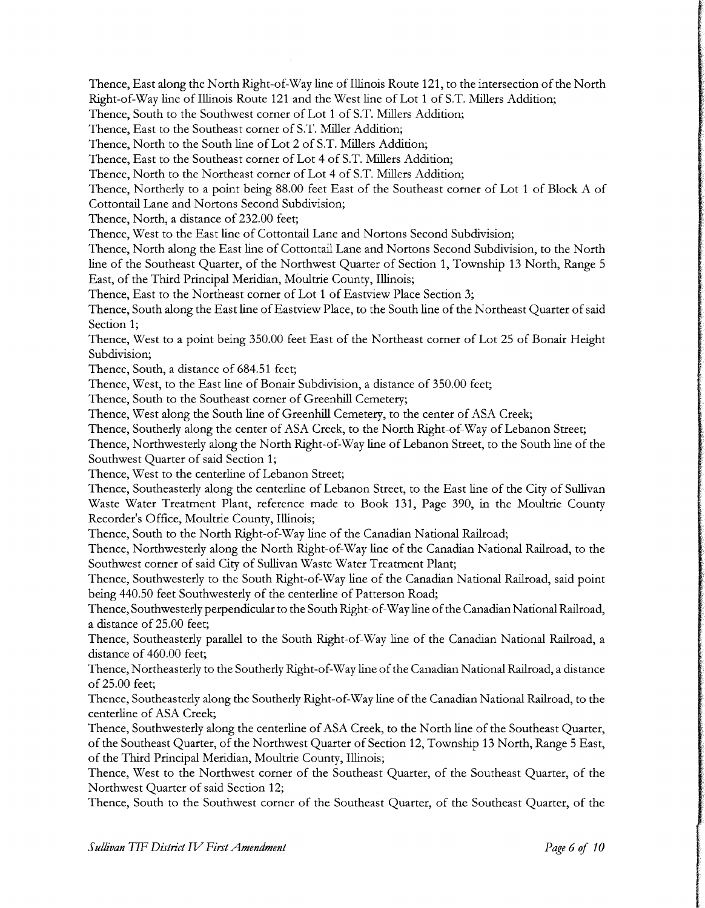Thence, East along the North Right-of-Way line of Illinois Route 121, to the intersection of the North Right-of-Way line of Illinois Route 121 and the West line of Lot 1 of S.T. Millers Addition;

Thence, South to the Southwest corner of Lot 1 of S.T. Millers Addition;

Thence, East to the Southeast corner of S.T. Miller Addition;

Thence, North to the South line of Lot 2 of S.T. Millers Addition;

Thence, East to the Southeast corner of Lot 4 of S.T. Millers Addition;

Thence, North to the Northeast corner of Lot 4 of S.T. Millers Addition;

Thence, Northerly to a point being 88.00 feet East of the Southeast corner of Lot 1 of Block A of Cottontail Lane and Nortons Second Subdivision;

Thence, North, a distance of 232.00 feet;

Thence, West to the East line of Cottontail Lane and Nortons Second Subdivision;

Thence, North along the East line of Cottontail Lane and Nortons Second Subdivision, to the North line of the Southeast Quarter, of the Northwest Quarter of Section 1, Township 13 North, Range 5 East, of the Third Principal Meridian, Moultrie County, Illinois;

Thence, East to the Northeast corner of Lot 1 of Eastview Place Section 3;

Thence, South along the East line of Eastview Place, to the South line of the Northeast Quarter of said Section 1;

Thence, West to a point being 350.00 feet East of the Northeast corner of Lot 25 of Bonair Height Subdivision;

Thence, South, a distance of 684.51 feet;

Thence, West, to the East line of Bonair Subdivision, a distance of 350.00 feet;

Thence, South to the Southeast corner of Greenhill Cemetery;

Thence, West along the South line of Greenhill Cemetery, to the center of ASA Creek;

Thence, Southerly along the center of ASA Creek, to the North Right-of-Way of Lebanon Street;

Thence, Northwesterly along the North Right-of-Way line of Lebanon Street, to the South line of the Southwest Quarter of said Section 1;

Thence, West to the centerline of Lebanon Street;

Thence, Southeasterly along the centerline of Lebanon Street, to the East line of the City of Sullivan Waste Water Treatment Plant, reference made to Book 131, Page 390, in the Moultrie County Recorder's Office, Moultrie County, Illinois;

Thence, South to the North Right-of-Way line of the Canadian National Railroad;

Thence, Northwesterly along the North Right-of-Way line of the Canadian National Railroad, to the Southwest corner of said City of Sullivan Waste Water Treatment Plant;

Thence, Southwesterly to the South Right-of-Way line of the Canadian National Railroad, said point being 440.50 feet Southwesterly of the centerline of Patterson Road;

Thence, Southwesterly perpendicular to the South Right-of-Way line of the Canadian National Railroad, a distance of 25.00 feet;

Thence, Southeasterly parallel to the South Right-of-Way line of the Canadian National Railroad, a distance of 460.00 feet;

Thence, Northeasterly to the Southerly Right-of-Way line of the Canadian National Railroad, a distance of 25.00 feet;

Thence, Southeasterly along the Southerly Right-of-Way line of the Canadian National Railroad, to the centerline of ASA Creek;

Thence, Southwesterly along the centerline of ASA Creek, to the North line of the Southeast Quarter, of the Southeast Quarter, of the Northwest Quarter of Section 12, Township 13 North, Range 5 East, of the Third Principal Meridian, Moultrie County, Illinois;

Thence, West to the Northwest corner of the Southeast Quarter, of the Southeast Quarter, of the Northwest Quarter of said Section 12;

Thence, South to the Southwest corner of the Southeast Quarter, of the Southeast Quarter, of the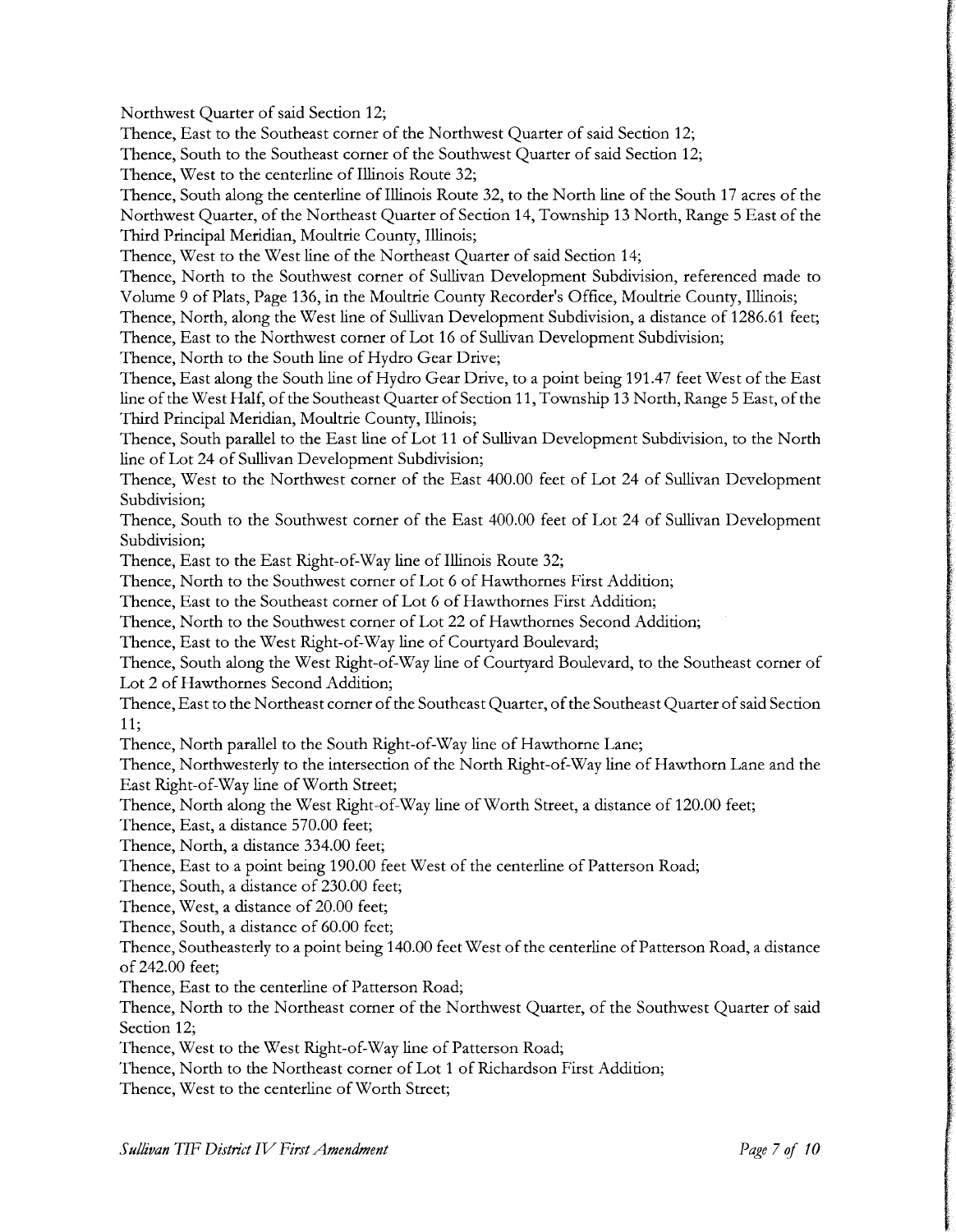Northwest Quarter of said Section 12;

Thence, East to the Southeast corner of the Northwest Quarter of said Section 12;

Thence, South to the Southeast corner of the Southwest Quarter of said Section 12;

Thence, West to the centerline of Illinois Route 32;

Thence, South along the centerline of Illinois Route 32, to the North line of the South 17 acres of the Northwest Quarter, of the Northeast Quarter of Section 14, Township 13 North, Range 5 East of the Third Principal Meridian, Moultrie County, Illinois;

Thence, West to the West line of the Northeast Quarter of said Section 14;

Thence, North to the Southwest corner of Sullivan Development Subdivision, referenced made to Volume 9 of Plats, Page 136, in the Moultrie County Recorder's Office, Moultrie County, Illinois;

Thence, North, along the West line of Sullivan Development Subdivision, a distance of 1286.61 feet;

Thence, East to the Northwest corner of Lot 16 of Sullivan Development Subdivision;

Thence, North to the South line of Hydro Gear Drive;

Thence, East along the South line of Hydro Gear Drive, to a point being 191.47 feet West of the East line of the West Half, of the Southeast Quarter of Section 11, Township 13 North, Range 5 East, of the Third Principal Meridian, Moultrie County, Illinois;

Thence, South parallel to the East line of Lot 11 of Sullivan Development Subdivision, to the North line of Lot 24 of Sullivan Development Subdivision;

Thence, West to the Northwest corner of the East 400.00 feet of Lot 24 of Sullivan Development Subdivision;

Thence, South to the Southwest corner of the East 400.00 feet of Lot 24 of Sullivan Development Subdivision;

Thence, East to the East Right-of-Way line of Illinois Route 32;

Thence, North to the Southwest corner of Lot 6 of Hawthornes First Addition;

Thence, East to the Southeast corner of Lot 6 of Hawthornes First Addition;

Thence, North to the Southwest corner of Lot 22 of Hawthornes Second Addition;

Thence, East to the West Right-of-Way line of Courtyard Boulevard;

Thence, South along the West Right-of-Way line of Courtyard Boulevard, to the Southeast corner of Lot 2 of Hawthornes Second Addition;

Thence, East to the Northeast corner of the Southeast Quarter, of the Southeast Quarter of said Section 11;

Thence, North parallel to the South Right-of-Way line of Hawthorne Lane;

Thence, Northwesterly to the intersection of the North Right-of-Way line of Hawthorn Lane and the East Right-of-Way line of Worth Street;

Thence, North along the West Right-of-Way line of Worth Street, a distance of 120.00 feet;

Thence, East, a distance 570.00 feet;

Thence, North, a distance 334.00 feet;

Thence, East to a point being 190.00 feet West of the centerline of Patterson Road;

Thence, South, a distance of 230.00 feet;

Thence, West, a distance of 20.00 feet;

Thence, South, a distance of 60.00 feet;

Thence, Southeasterly to a point being 140.00 feet West of the centerline of Patterson Road, a distance of 242.00 feet;

Thence, East to the centerline of Patterson Road;

Thence, North to the Northeast corner of the Northwest Quarter, of the Southwest Quarter of said Section 12;

Thence, West to the West Right-of-Way line of Patterson Road;

Thence, North to the Northeast corner of Lot 1 of Richardson First Addition;

Thence, West to the centerline of Worth Street;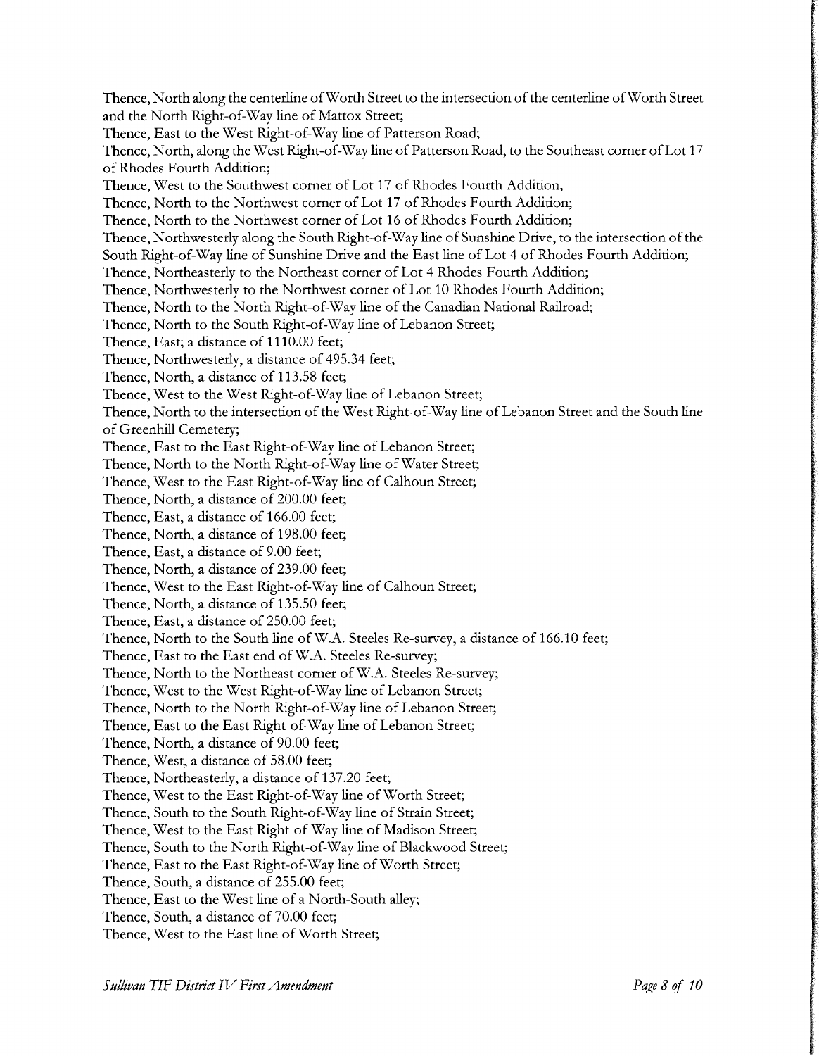Thence, North along the centerline of Worth Street to the intersection of the centerline of Worth Street and the North Right-of-Way line of Mattox Street;

Thence, East to the West Right-of-Way line of Patterson Road;

Thence, North, along the West Right-of-Way line of Patterson Road, to the Southeast corner of Lot 17 of Rhodes Fourth Addition;

Thence, West to the Southwest corner of Lot 17 of Rhodes Fourth Addition;

Thence, North to the Northwest corner of Lot 17 of Rhodes Fourth Addition;

Thence, North to the Northwest corner of Lot 16 of Rhodes Fourth Addition;

Thence, Northwesterly along the South Right-of-Way line of Sunshine Drive, to the intersection of the South Right-of-Way line of Sunshine Drive and the East line of Lot 4 of Rhodes Fourth Addition;

Thence, Northeasterly to the Northeast corner of Lot 4 Rhodes Fourth Addition;

Thence, Northwesterly to the Northwest corner of Lot 10 Rhodes Fourth Addition;

Thence, North to the North Right-of-Way line of the Canadian National Railroad;

Thence, North to the South Right-of-Way line of Lebanon Street;

Thence, East; a distance of 1110.00 feet;

Thence, Northwesterly, a distance of 495.34 feet;

Thence, North, a distance of 113.58 feet;

Thence, West to the West Right-of-Way line of Lebanon Street;

Thence, North to the intersection of the West Right-of-Way line of Lebanon Street and the South line of Greenhill Cemetery;

Thence, East to the East Right-of-Way line of Lebanon Street;

Thence, North to the North Right-of-Way line of Water Street;

Thence, West to the East Right-of-Way line of Calhoun Street;

Thence, North, a distance of 200.00 feet;

Thence, East, a distance of 166.00 feet;

Thence, North, a distance of 198.00 feet;

Thence, East, a distance of 9.00 feet;

Thence, North, a distance of 239.00 feet;

Thence, West to the East Right-of-Way line of Calhoun Street;

Thence, North, a distance of 135.50 feet;

Thence, East, a distance of 250.00 feet;

Thence, North to the South line of W.A. Steeles Re-survey, a distance of 166.10 feet;

Thence, East to the East end of W.A. Steeles Re-survey;

Thence, North to the Northeast corner of W.A. Steeles Re-survey;

Thence, West to the West Right-of-Way line of Lebanon Street;

Thence, North to the North Right-of-Way line of Lebanon Street;

Thence, East to the East Right-of-Way line of Lebanon Street;

Thence, North, a distance of 90.00 feet;

Thence, West, a distance of 58.00 feet;

Thence, Northeasterly, a distance of 137.20 feet;

Thence, West to the East Right-of-Way line of Worth Street;

Thence, South to the South Right-of-Way line of Strain Street;

Thence, West to the East Right-of-Way line of Madison Street;

Thence, South to the North Right-of-Way line of Blackwood Street;

Thence, East to the East Right-of-Way line of Worth Street;

Thence, South, a distance of 255.00 feet;

Thence, East to the West line of a North-South alley;

Thence, South, a distance of 70.00 feet;

Thence, West to the East line of Worth Street;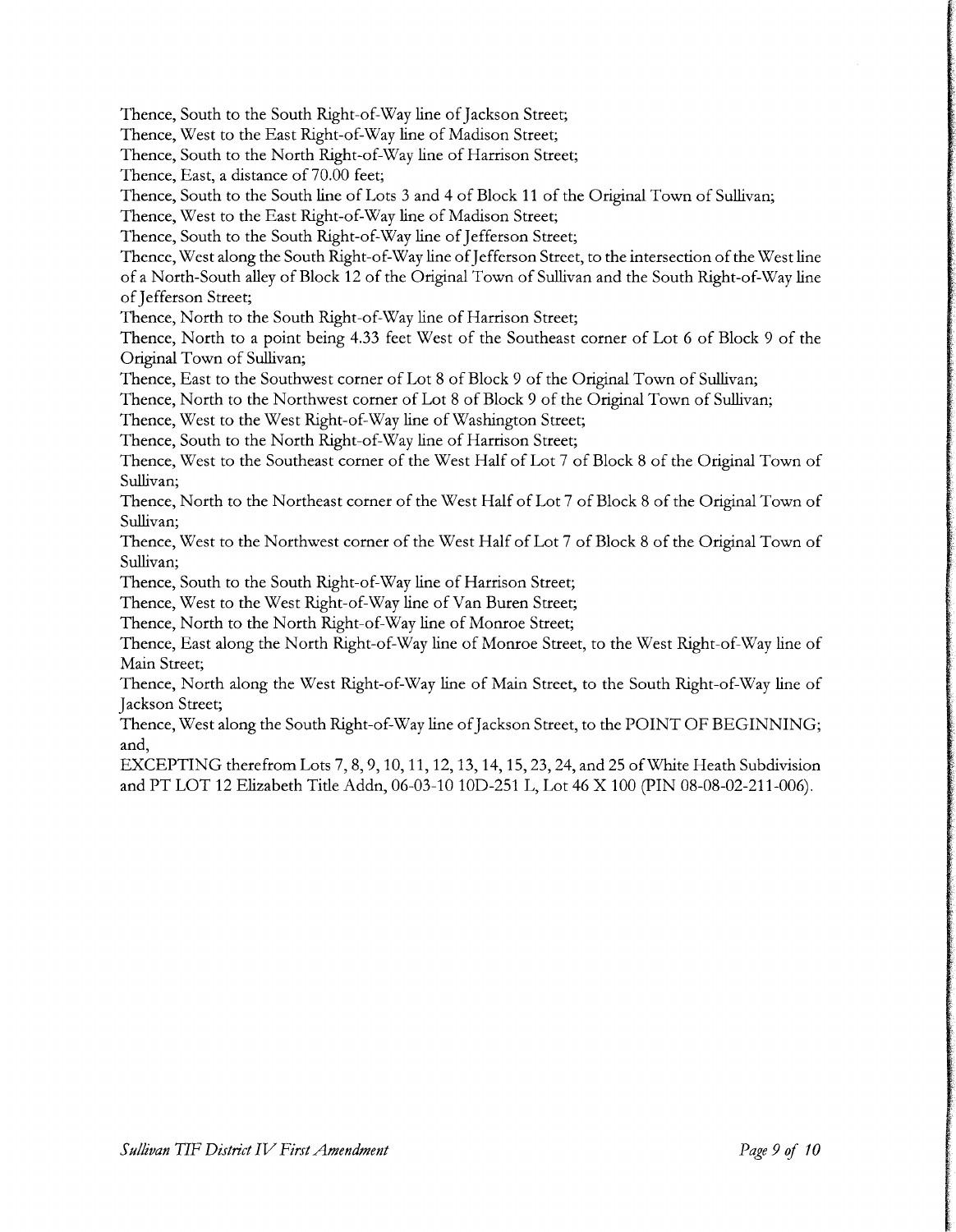Thence, South to the South Right-of-Way line of Jackson Street;

Thence, West to the East Right-of-Way line of Madison Street;

Thence, South to the North Right-of-Way line of Harrison Street;

Thence, East, a distance of 70.00 feet;

Thence, South to the South line of Lots 3 and 4 of Block 11 of the Original Town of Sullivan;

Thence, West to the East Right-of-Way line of Madison Street;

Thence, South to the South Right-of-Way line of Jefferson Street;

Thence, West along the South Right-of-Way line of Jefferson Street, to the intersection of the West line of a North-South alley of Block 12 of the Original Town of Sullivan and the South Right-of-Way line of Jefferson Street;

Thence, North to the South Right-of-Way line of Harrison Street;

Thence, North to a point being 4.33 feet West of the Southeast corner of Lot 6 of Block 9 of the Original Town of Sullivan;

Thence, East to the Southwest corner of Lot 8 of Block 9 of the Original Town of Sullivan;

Thence, North to the Northwest corner of Lot 8 of Block 9 of the Original Town of Sullivan;

Thence, West to the West Right-of-Way line of Washington Street;

Thence, South to the North Right-of-Way line of Harrison Street;

Thence, West to the Southeast corner of the West Half of Lot 7 of Block 8 of the Original Town of Sullivan;

Thence, North to the Northeast corner of the West Half of Lot 7 of Block 8 of the Original Town of Sullivan;

Thence, West to the Northwest corner of the West Half of Lot 7 of Block 8 of the Original Town of Sullivan;

Thence, South to the South Right-of-Way line of Harrison Street;

Thence, West to the West Right-of-Way line of Van Buren Street;

Thence, North to the North Right-of-Way line of Monroe Street;

Thence, East along the North Right-of-Way line of Monroe Street, to the West Right-of-Way line of Main Street;

Thence, North along the West Right-of-Way line of Main Street, to the South Right-of-Way line of Jackson Street;

Thence, West along the South Right-of-Way line of Jackson Street, to the POINT OF BEGINNING; and,

EXCEPTING therefrom Lots 7, 8, 9, 10, 11, 12, 13, 14, 15, 23, 24, and 25 of White Heath Subdivision and PT LOT 12 Elizabeth Title Addn, 06-03-10 10D-251 L, Lot 46 X 100 (PIN 08-08-02-211-006).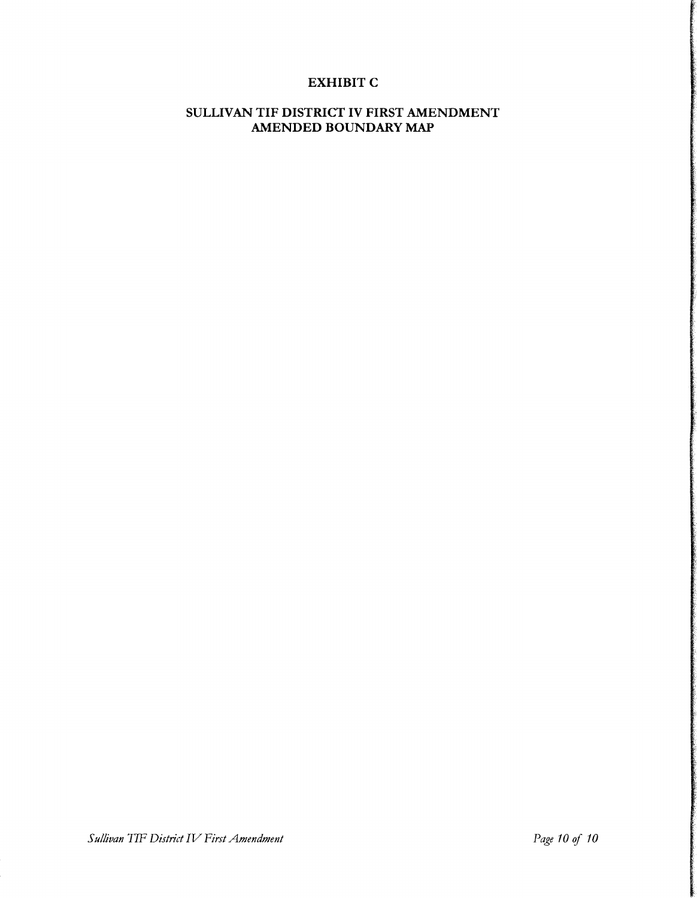# EXHIBIT C

## SULLIVAN TIF DISTRICT IV FIRST AMENDMENT AMENDED BOUNDARY MAP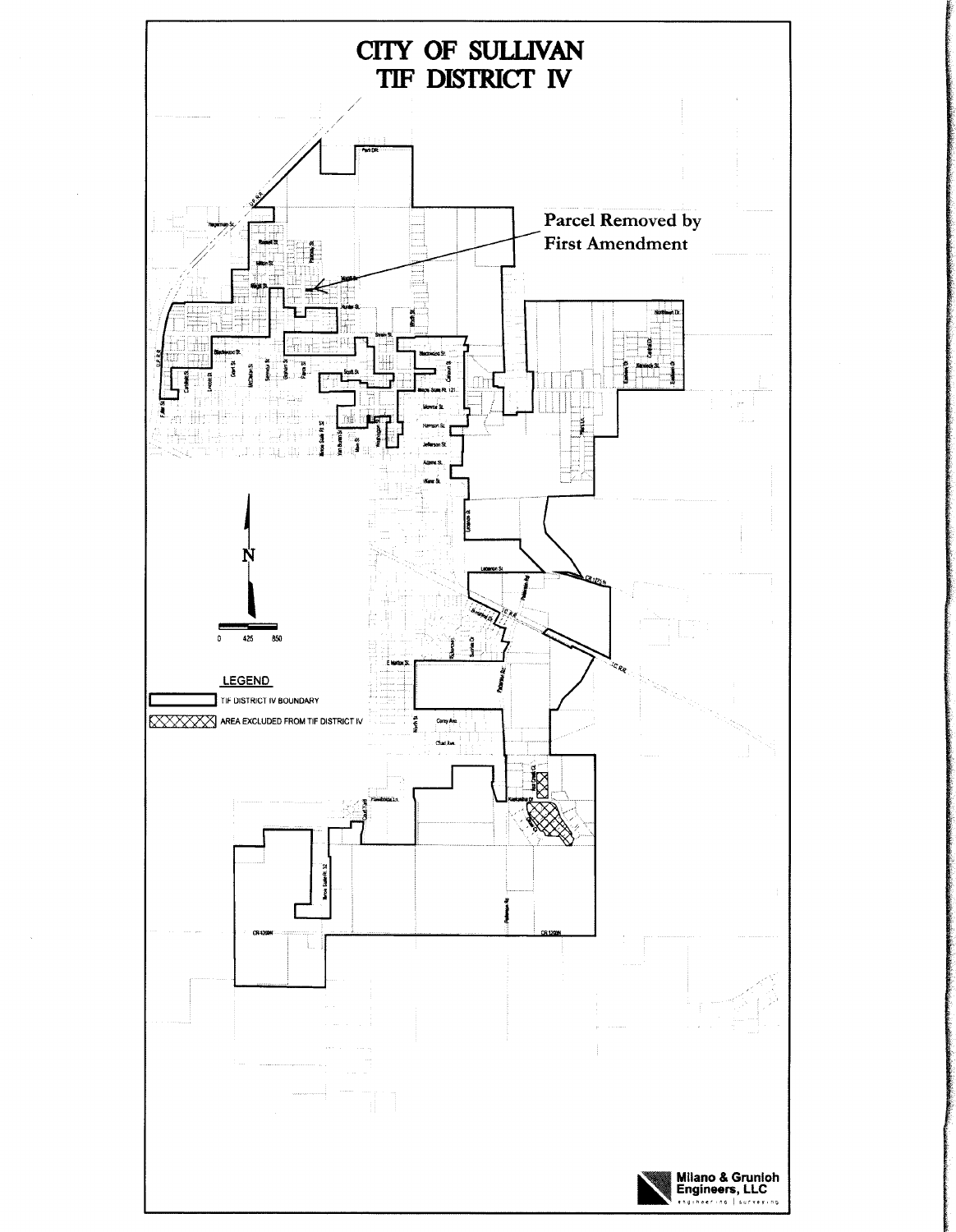# CITY OF SULLIVAN
# TIF DISTRICT IV

Parcel Removed by First Amendment

N

0 425 850

LEGEND

TIF DISTRICT IV BOUNDARY

AREA EXCLUDED FROM TIF DISTRICT IV

Milano & Grunloh Engineers, LLC

engineering | surveying